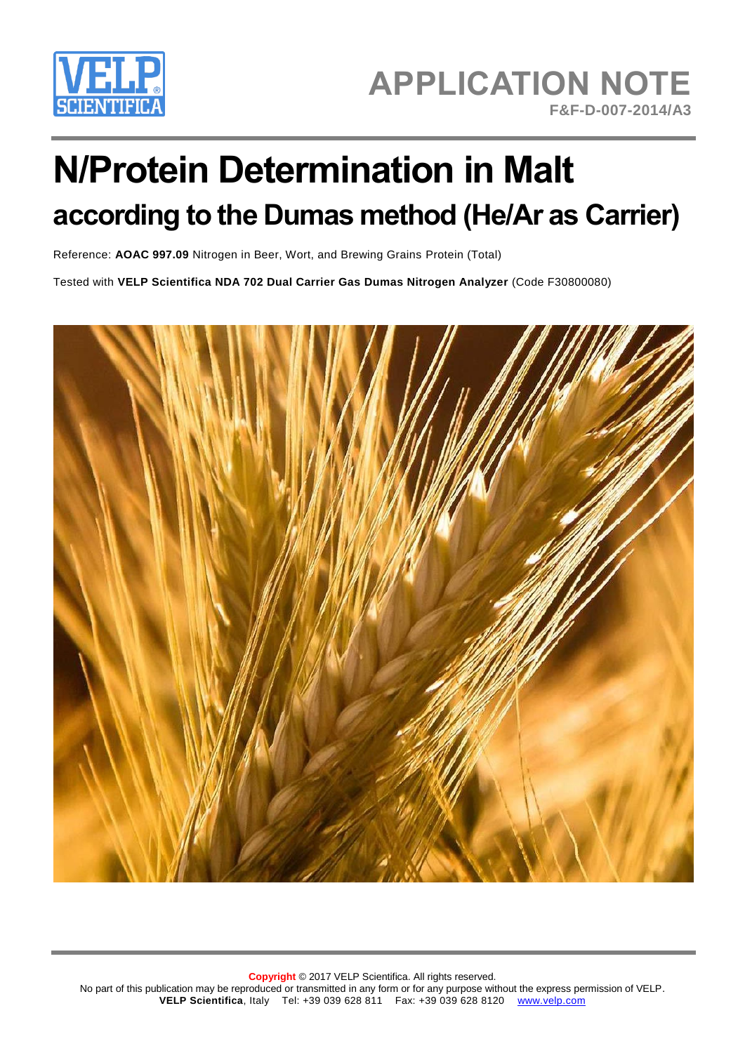APPLICATION NOTE

F&F-D-007-2014/A3

# N/Protein Determination in Malt

## according to the Dumas method (He/Ar as Carrier)

Reference: **AOAC 997.09** Nitrogen in Beer, Wort, and Brewing Grains Protein (Total)

Tested with **VELP Scientifica NDA 702 Dual Carrier Gas Dumas Nitrogen Analyzer** (Code F30800080)

**Copyright** © 2017 VELP Scientifica. All rights reserved.

No part of this publication may be reproduced or transmitted in any form or for any purpose without the express permission of VELP.

**VELP Scientifica**, Italy Tel: +39 039 628 811 Fax: +39 039 628 8120 www.velp.com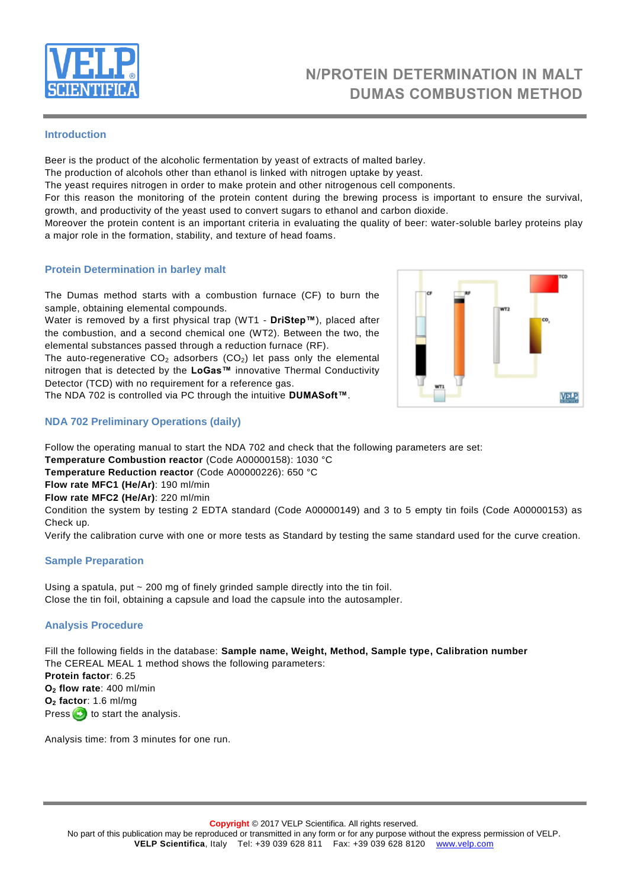# N/PROTEIN DETERMINATION IN MALT
# DUMAS COMBUSTION METHOD

## Introduction

Beer is the product of the alcoholic fermentation by yeast of extracts of malted barley.
The production of alcohols other than ethanol is linked with nitrogen uptake by yeast.
The yeast requires nitrogen in order to make protein and other nitrogenous cell components.
For this reason the monitoring of the protein content during the brewing process is important to ensure the survival, growth, and productivity of the yeast used to convert sugars to ethanol and carbon dioxide.
Moreover the protein content is an important criteria in evaluating the quality of beer: water-soluble barley proteins play a major role in the formation, stability, and texture of head foams.

## Protein Determination in barley malt

The Dumas method starts with a combustion furnace (CF) to burn the sample, obtaining elemental compounds.
Water is removed by a first physical trap (WT1 - **DriStep™**), placed after the combustion, and a second chemical one (WT2). Between the two, the elemental substances passed through a reduction furnace (RF).
The auto-regenerative $CO_2$ adsorbers ($CO_2$) let pass only the elemental nitrogen that is detected by the **LoGas™** innovative Thermal Conductivity Detector (TCD) with no requirement for a reference gas.
The NDA 702 is controlled via PC through the intuitive **DUMASoft™**.

## NDA 702 Preliminary Operations (daily)

Follow the operating manual to start the NDA 702 and check that the following parameters are set:
**Temperature Combustion reactor** (Code A00000158): 1030 °C
**Temperature Reduction reactor** (Code A00000226): 650 °C
**Flow rate MFC1 (He/Ar)**: 190 ml/min
**Flow rate MFC2 (He/Ar)**: 220 ml/min
Condition the system by testing 2 EDTA standard (Code A00000149) and 3 to 5 empty tin foils (Code A00000153) as Check up.
Verify the calibration curve with one or more tests as Standard by testing the same standard used for the curve creation.

## Sample Preparation

Using a spatula, put ~ 200 mg of finely grinded sample directly into the tin foil.
Close the tin foil, obtaining a capsule and load the capsule into the autosampler.

## Analysis Procedure

Fill the following fields in the database: **Sample name, Weight, Method, Sample type, Calibration number**
The CEREAL MEAL 1 method shows the following parameters:
**Protein factor**: 6.25
**$O_2$ flow rate**: 400 ml/min
**$O_2$ factor**: 1.6 ml/mg
Press to start the analysis.

Analysis time: from 3 minutes for one run.

**Copyright** © 2017 VELP Scientifica. All rights reserved.
No part of this publication may be reproduced or transmitted in any form or for any purpose without the express permission of VELP.
**VELP Scientifica**, Italy Tel: +39 039 628 811 Fax: +39 039 628 8120 www.velp.com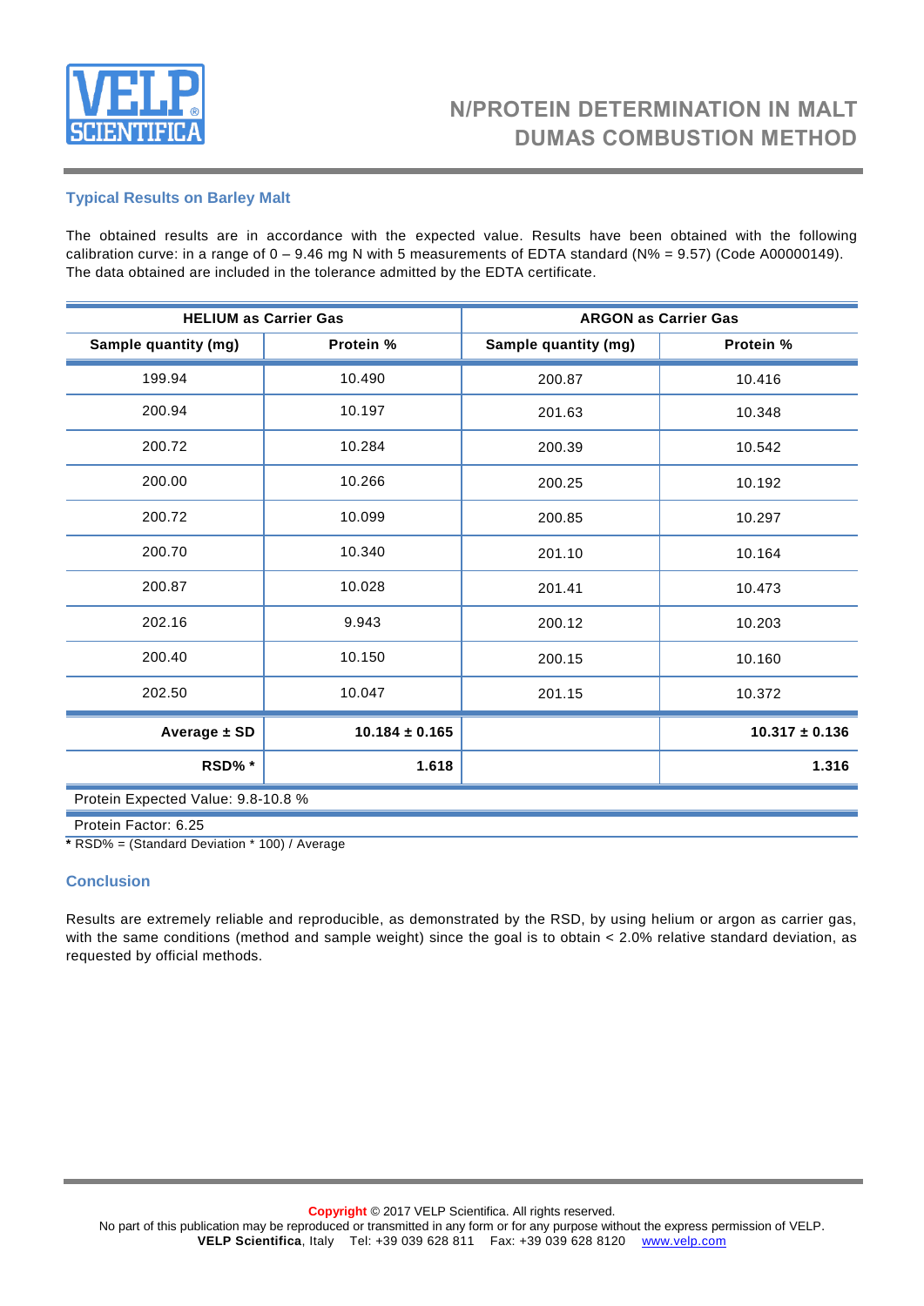## N/PROTEIN DETERMINATION IN MALT DUMAS COMBUSTION METHOD

### Typical Results on Barley Malt

The obtained results are in accordance with the expected value. Results have been obtained with the following calibration curve: in a range of 0 – 9.46 mg N with 5 measurements of EDTA standard (N% = 9.57) (Code A00000149). The data obtained are included in the tolerance admitted by the EDTA certificate.

| HELIUM as Carrier Gas | | ARGON as Carrier Gas | |
|---|---|---|---|
| **Sample quantity (mg)** | **Protein %** | **Sample quantity (mg)** | **Protein %** |
| 199.94 | 10.490 | 200.87 | 10.416 |
| 200.94 | 10.197 | 201.63 | 10.348 |
| 200.72 | 10.284 | 200.39 | 10.542 |
| 200.00 | 10.266 | 200.25 | 10.192 |
| 200.72 | 10.099 | 200.85 | 10.297 |
| 200.70 | 10.340 | 201.10 | 10.164 |
| 200.87 | 10.028 | 201.41 | 10.473 |
| 202.16 | 9.943 | 200.12 | 10.203 |
| 200.40 | 10.150 | 200.15 | 10.160 |
| 202.50 | 10.047 | 201.15 | 10.372 |
| **Average ± SD** | **10.184 ± 0.165** | | **10.317 ± 0.136** |
| **RSD% *** | **1.618** | | **1.316** |
| Protein Expected Value: 9.8-10.8 % | | | |
| Protein Factor: 6.25 | | | |

**\*** RSD% = (Standard Deviation * 100) / Average

### Conclusion

Results are extremely reliable and reproducible, as demonstrated by the RSD, by using helium or argon as carrier gas, with the same conditions (method and sample weight) since the goal is to obtain < 2.0% relative standard deviation, as requested by official methods.